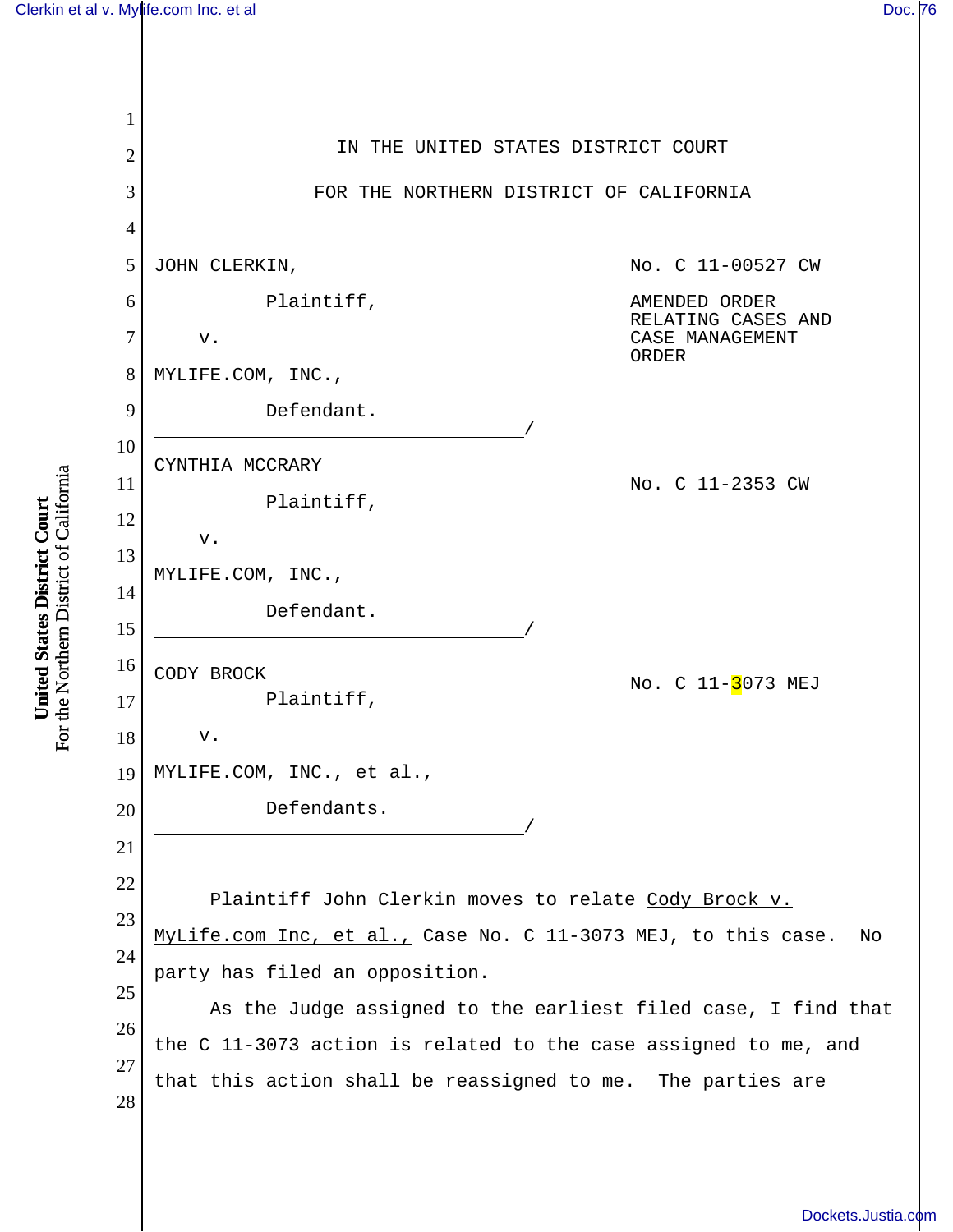IN THE UNITED STATES DISTRICT COURT

FOR THE NORTHERN DISTRICT OF CALIFORNIA

JOHN CLERKIN,

Plaintiff,

v.

MYLIFE.COM, INC.,

Defendant.

No. C 11-00527 CW

AMENDED ORDER RELATING CASES AND CASE MANAGEMENT ORDER

CYNTHIA MCCRARY

Plaintiff,

v.

MYLIFE.COM, INC.,

Defendant.

No. C 11-2353 CW

CODY BROCK

Plaintiff,

v.

MYLIFE.COM, INC., et al.,

Defendants.

No. C 11-3073 MEJ

Plaintiff John Clerkin moves to relate Cody Brock v. MyLife.com Inc, et al., Case No. C 11-3073 MEJ, to this case. No party has filed an opposition.

As the Judge assigned to the earliest filed case, I find that the C 11-3073 action is related to the case assigned to me, and that this action shall be reassigned to me. The parties are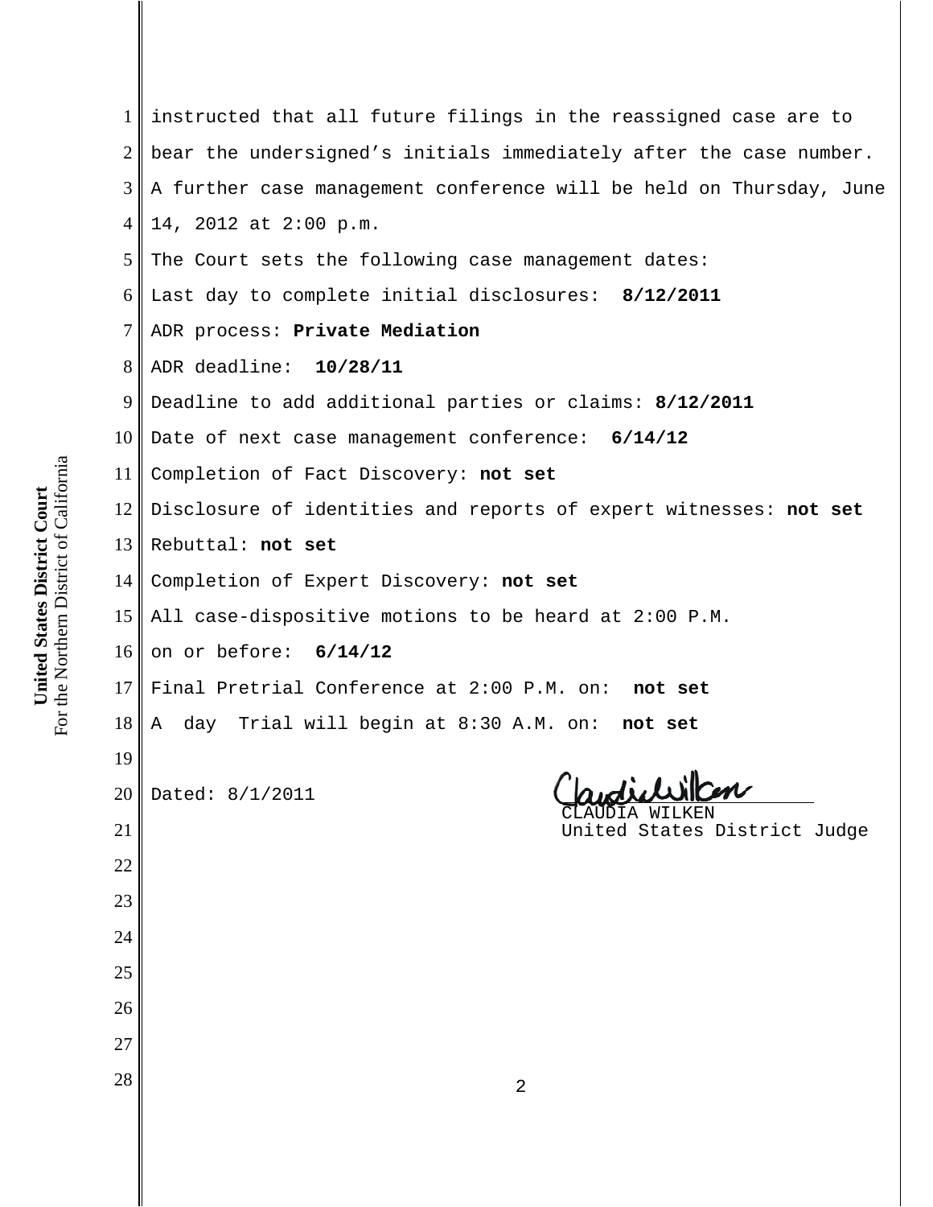instructed that all future filings in the reassigned case are to bear the undersigned's initials immediately after the case number. A further case management conference will be held on Thursday, June 14, 2012 at 2:00 p.m.

The Court sets the following case management dates:

Last day to complete initial disclosures: **8/12/2011**

ADR process: **Private Mediation**

ADR deadline: **10/28/11**

Deadline to add additional parties or claims: **8/12/2011**

Date of next case management conference: **6/14/12**

Completion of Fact Discovery: **not set**

Disclosure of identities and reports of expert witnesses: **not set**

Rebuttal: **not set**

Completion of Expert Discovery: **not set**

All case-dispositive motions to be heard at 2:00 P.M. on or before: **6/14/12**

Final Pretrial Conference at 2:00 P.M. on: **not set**

A day Trial will begin at 8:30 A.M. on: **not set**

Dated: 8/1/2011

CLAUDIA WILKEN
United States District Judge